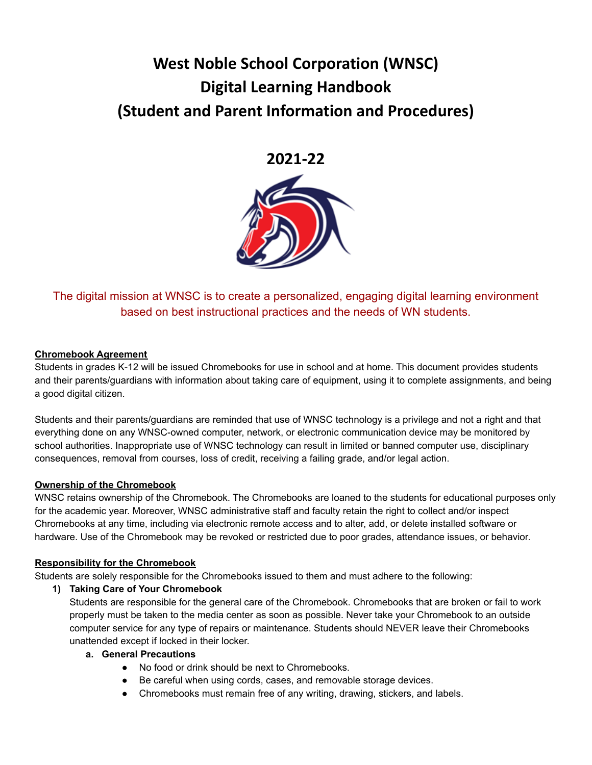# West Noble School Corporation (WNSC)
# Digital Learning Handbook
# (Student and Parent Information and Procedures)

## 2021-22

The digital mission at WNSC is to create a personalized, engaging digital learning environment based on best instructional practices and the needs of WN students.

**Chromebook Agreement**

Students in grades K-12 will be issued Chromebooks for use in school and at home. This document provides students and their parents/guardians with information about taking care of equipment, using it to complete assignments, and being a good digital citizen.

Students and their parents/guardians are reminded that use of WNSC technology is a privilege and not a right and that everything done on any WNSC-owned computer, network, or electronic communication device may be monitored by school authorities. Inappropriate use of WNSC technology can result in limited or banned computer use, disciplinary consequences, removal from courses, loss of credit, receiving a failing grade, and/or legal action.

**Ownership of the Chromebook**

WNSC retains ownership of the Chromebook. The Chromebooks are loaned to the students for educational purposes only for the academic year. Moreover, WNSC administrative staff and faculty retain the right to collect and/or inspect Chromebooks at any time, including via electronic remote access and to alter, add, or delete installed software or hardware. Use of the Chromebook may be revoked or restricted due to poor grades, attendance issues, or behavior.

**Responsibility for the Chromebook**

Students are solely responsible for the Chromebooks issued to them and must adhere to the following:

1) **Taking Care of Your Chromebook**

   Students are responsible for the general care of the Chromebook. Chromebooks that are broken or fail to work properly must be taken to the media center as soon as possible. Never take your Chromebook to an outside computer service for any type of repairs or maintenance. Students should NEVER leave their Chromebooks unattended except if locked in their locker.

   a. **General Precautions**

      - No food or drink should be next to Chromebooks.
      - Be careful when using cords, cases, and removable storage devices.
      - Chromebooks must remain free of any writing, drawing, stickers, and labels.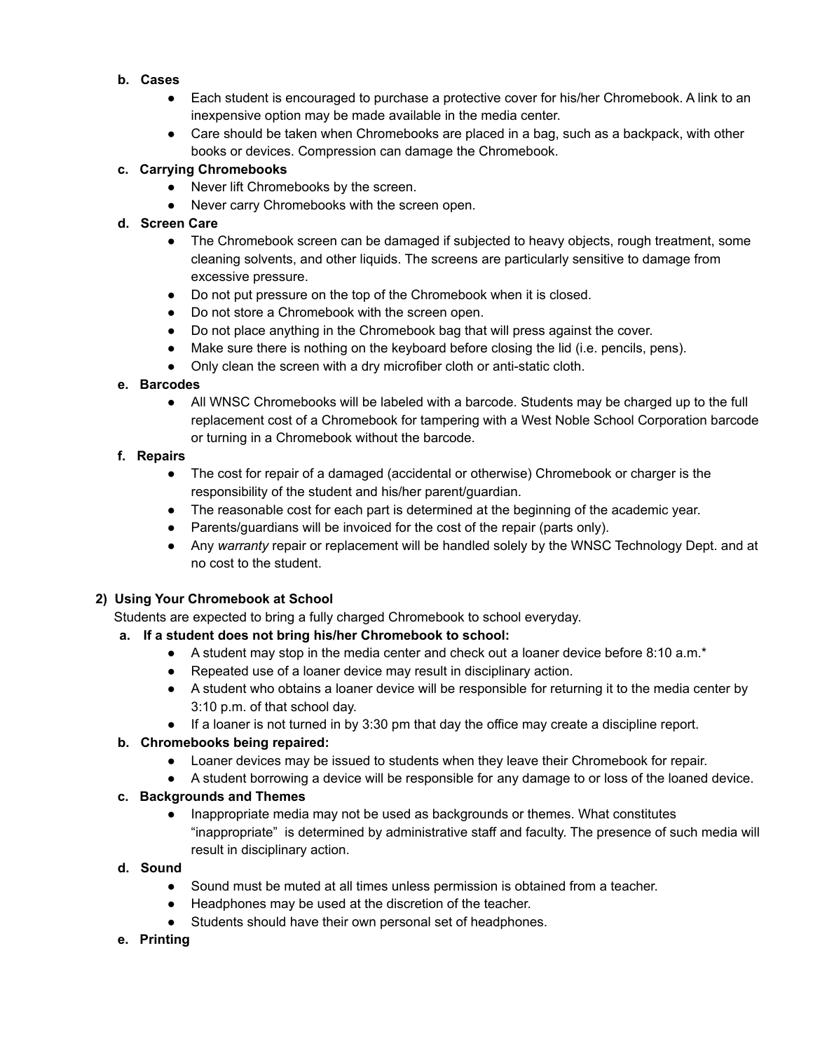**b. Cases**

- Each student is encouraged to purchase a protective cover for his/her Chromebook. A link to an inexpensive option may be made available in the media center.
- Care should be taken when Chromebooks are placed in a bag, such as a backpack, with other books or devices. Compression can damage the Chromebook.

**c. Carrying Chromebooks**

- Never lift Chromebooks by the screen.
- Never carry Chromebooks with the screen open.

**d. Screen Care**

- The Chromebook screen can be damaged if subjected to heavy objects, rough treatment, some cleaning solvents, and other liquids. The screens are particularly sensitive to damage from excessive pressure.
- Do not put pressure on the top of the Chromebook when it is closed.
- Do not store a Chromebook with the screen open.
- Do not place anything in the Chromebook bag that will press against the cover.
- Make sure there is nothing on the keyboard before closing the lid (i.e. pencils, pens).
- Only clean the screen with a dry microfiber cloth or anti-static cloth.

**e. Barcodes**

- All WNSC Chromebooks will be labeled with a barcode. Students may be charged up to the full replacement cost of a Chromebook for tampering with a West Noble School Corporation barcode or turning in a Chromebook without the barcode.

**f. Repairs**

- The cost for repair of a damaged (accidental or otherwise) Chromebook or charger is the responsibility of the student and his/her parent/guardian.
- The reasonable cost for each part is determined at the beginning of the academic year.
- Parents/guardians will be invoiced for the cost of the repair (parts only).
- Any *warranty* repair or replacement will be handled solely by the WNSC Technology Dept. and at no cost to the student.

### 2) Using Your Chromebook at School

Students are expected to bring a fully charged Chromebook to school everyday.

**a. If a student does not bring his/her Chromebook to school:**

- A student may stop in the media center and check out a loaner device before 8:10 a.m.*
- Repeated use of a loaner device may result in disciplinary action.
- A student who obtains a loaner device will be responsible for returning it to the media center by 3:10 p.m. of that school day.
- If a loaner is not turned in by 3:30 pm that day the office may create a discipline report.

**b. Chromebooks being repaired:**

- Loaner devices may be issued to students when they leave their Chromebook for repair.
- A student borrowing a device will be responsible for any damage to or loss of the loaned device.

**c. Backgrounds and Themes**

- Inappropriate media may not be used as backgrounds or themes. What constitutes "inappropriate" is determined by administrative staff and faculty. The presence of such media will result in disciplinary action.

**d. Sound**

- Sound must be muted at all times unless permission is obtained from a teacher.
- Headphones may be used at the discretion of the teacher.
- Students should have their own personal set of headphones.

**e. Printing**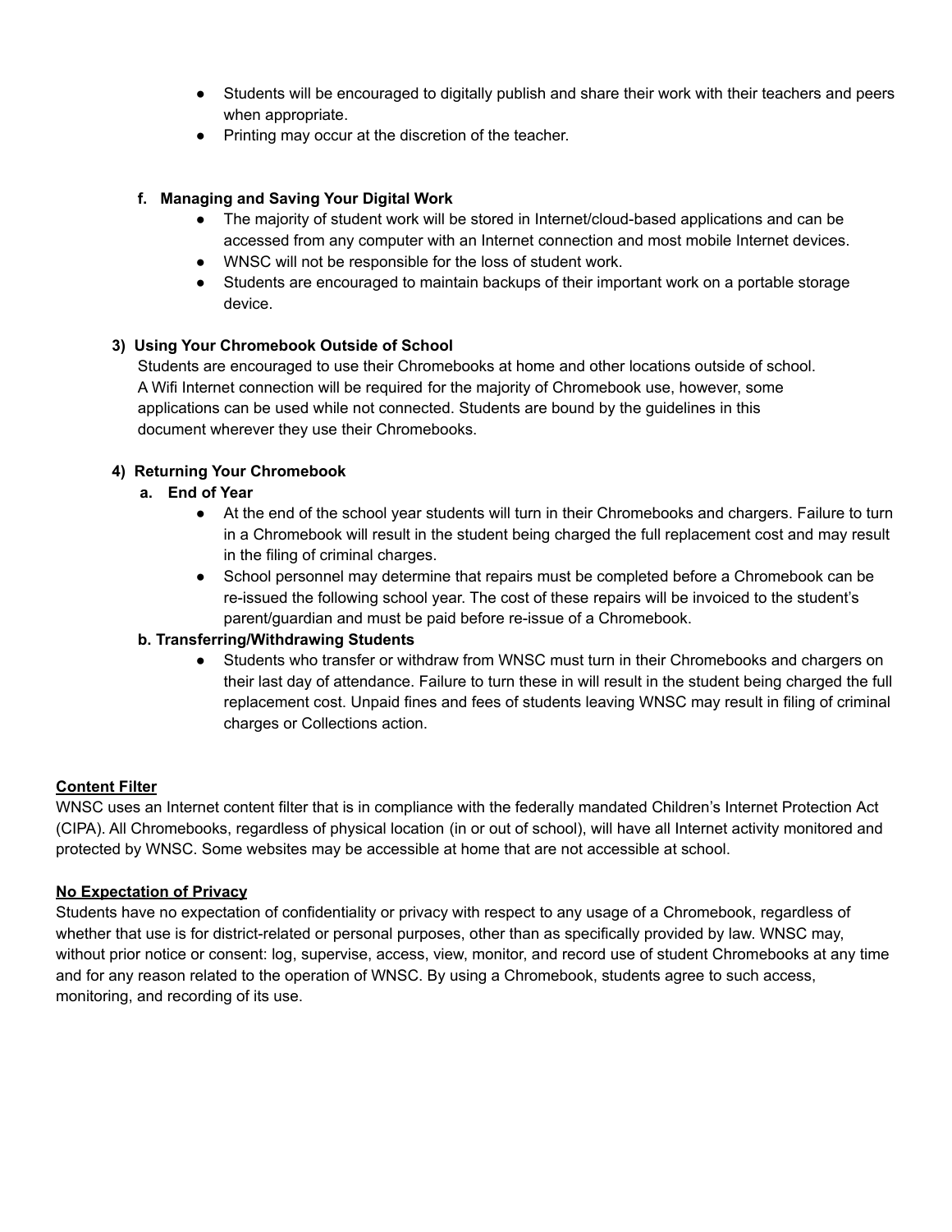- Students will be encouraged to digitally publish and share their work with their teachers and peers when appropriate.
- Printing may occur at the discretion of the teacher.

**f. Managing and Saving Your Digital Work**

- The majority of student work will be stored in Internet/cloud-based applications and can be accessed from any computer with an Internet connection and most mobile Internet devices.
- WNSC will not be responsible for the loss of student work.
- Students are encouraged to maintain backups of their important work on a portable storage device.

**3) Using Your Chromebook Outside of School**

Students are encouraged to use their Chromebooks at home and other locations outside of school. A Wifi Internet connection will be required for the majority of Chromebook use, however, some applications can be used while not connected. Students are bound by the guidelines in this document wherever they use their Chromebooks.

**4) Returning Your Chromebook**

**a. End of Year**

- At the end of the school year students will turn in their Chromebooks and chargers. Failure to turn in a Chromebook will result in the student being charged the full replacement cost and may result in the filing of criminal charges.
- School personnel may determine that repairs must be completed before a Chromebook can be re-issued the following school year. The cost of these repairs will be invoiced to the student's parent/guardian and must be paid before re-issue of a Chromebook.

**b. Transferring/Withdrawing Students**

- Students who transfer or withdraw from WNSC must turn in their Chromebooks and chargers on their last day of attendance. Failure to turn these in will result in the student being charged the full replacement cost. Unpaid fines and fees of students leaving WNSC may result in filing of criminal charges or Collections action.

## Content Filter

WNSC uses an Internet content filter that is in compliance with the federally mandated Children's Internet Protection Act (CIPA). All Chromebooks, regardless of physical location (in or out of school), will have all Internet activity monitored and protected by WNSC. Some websites may be accessible at home that are not accessible at school.

## No Expectation of Privacy

Students have no expectation of confidentiality or privacy with respect to any usage of a Chromebook, regardless of whether that use is for district-related or personal purposes, other than as specifically provided by law. WNSC may, without prior notice or consent: log, supervise, access, view, monitor, and record use of student Chromebooks at any time and for any reason related to the operation of WNSC. By using a Chromebook, students agree to such access, monitoring, and recording of its use.